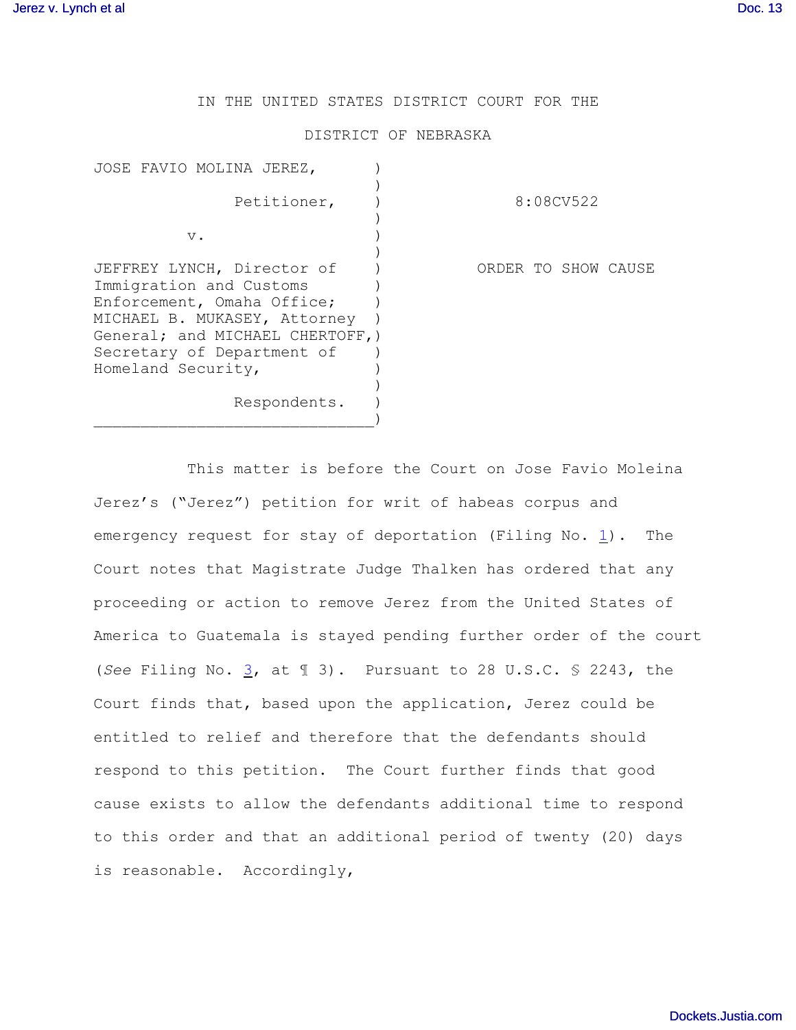IN THE UNITED STATES DISTRICT COURT FOR THE

DISTRICT OF NEBRASKA

| | | |
|---|---|---|
| JOSE FAVIO MOLINA JEREZ,<br><br>Petitioner,<br><br>v.<br><br>JEFFREY LYNCH, Director of Immigration and Customs Enforcement, Omaha Office; MICHAEL B. MUKASEY, Attorney General; and MICHAEL CHERTOFF, Secretary of Department of Homeland Security,<br><br>Respondents. | ) | 8:08CV522<br><br>ORDER TO SHOW CAUSE |

This matter is before the Court on Jose Favio Moleina Jerez's ("Jerez") petition for writ of habeas corpus and emergency request for stay of deportation (Filing No. 1). The Court notes that Magistrate Judge Thalken has ordered that any proceeding or action to remove Jerez from the United States of America to Guatemala is stayed pending further order of the court (*See* Filing No. 3, at ¶ 3). Pursuant to 28 U.S.C. § 2243, the Court finds that, based upon the application, Jerez could be entitled to relief and therefore that the defendants should respond to this petition. The Court further finds that good cause exists to allow the defendants additional time to respond to this order and that an additional period of twenty (20) days is reasonable. Accordingly,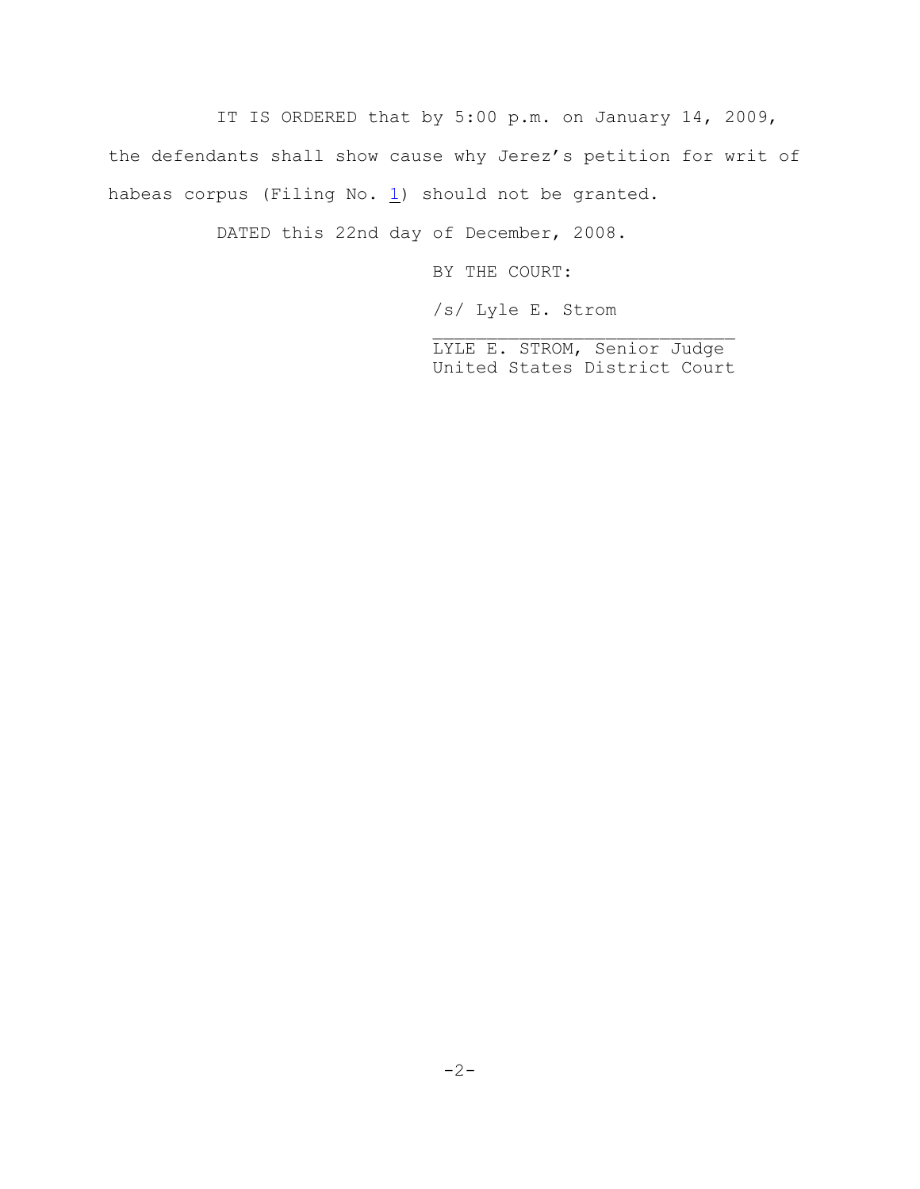IT IS ORDERED that by 5:00 p.m. on January 14, 2009, the defendants shall show cause why Jerez's petition for writ of habeas corpus (Filing No. 1) should not be granted.

DATED this 22nd day of December, 2008.

BY THE COURT:

/s/ Lyle E. Strom

LYLE E. STROM, Senior Judge
United States District Court